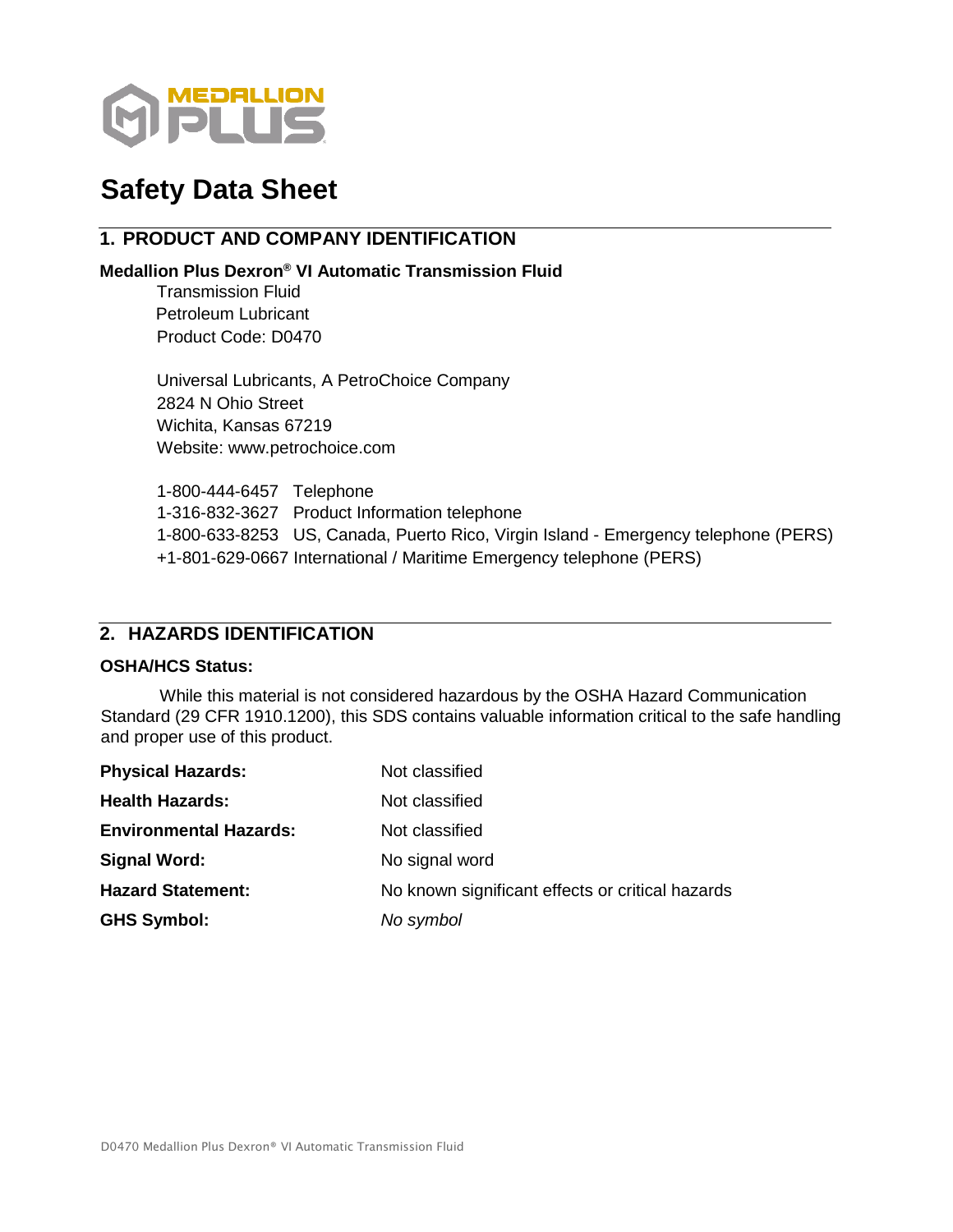MEDALLION PLUS

# Safety Data Sheet

## 1. PRODUCT AND COMPANY IDENTIFICATION

**Medallion Plus Dexron® VI Automatic Transmission Fluid**

Transmission Fluid
Petroleum Lubricant
Product Code: D0470

Universal Lubricants, A PetroChoice Company
2824 N Ohio Street
Wichita, Kansas 67219
Website: www.petrochoice.com

1-800-444-6457 Telephone
1-316-832-3627 Product Information telephone
1-800-633-8253 US, Canada, Puerto Rico, Virgin Island - Emergency telephone (PERS)
+1-801-629-0667 International / Maritime Emergency telephone (PERS)

## 2. HAZARDS IDENTIFICATION

**OSHA/HCS Status:**

While this material is not considered hazardous by the OSHA Hazard Communication Standard (29 CFR 1910.1200), this SDS contains valuable information critical to the safe handling and proper use of this product.

**Physical Hazards:** Not classified

**Health Hazards:** Not classified

**Environmental Hazards:** Not classified

**Signal Word:** No signal word

**Hazard Statement:** No known significant effects or critical hazards

**GHS Symbol:** *No symbol*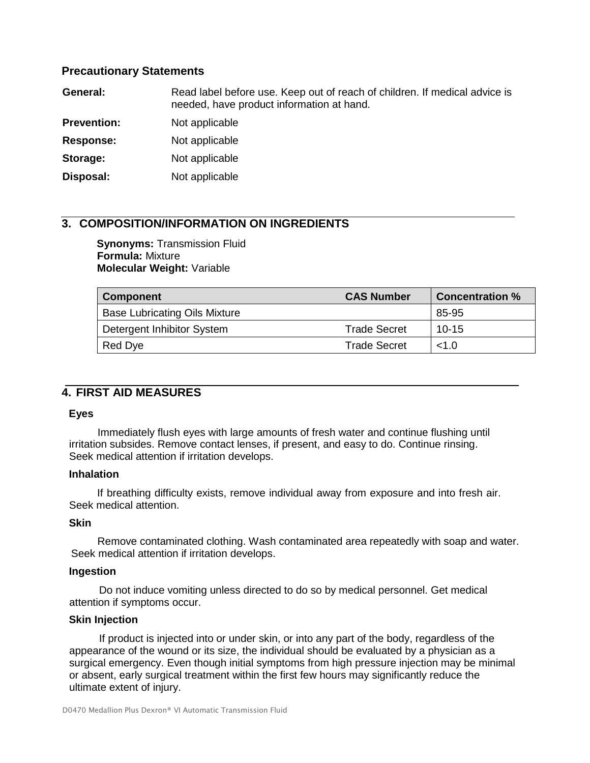### Precautionary Statements

| | |
|---|---|
| **General:** | Read label before use. Keep out of reach of children. If medical advice is needed, have product information at hand. |
| **Prevention:** | Not applicable |
| **Response:** | Not applicable |
| **Storage:** | Not applicable |
| **Disposal:** | Not applicable |

## 3. COMPOSITION/INFORMATION ON INGREDIENTS

**Synonyms:** Transmission Fluid
**Formula:** Mixture
**Molecular Weight:** Variable

| Component | CAS Number | Concentration % |
|---|---|---|
| Base Lubricating Oils Mixture | | 85-95 |
| Detergent Inhibitor System | Trade Secret | 10-15 |
| Red Dye | Trade Secret | <1.0 |

## 4. FIRST AID MEASURES

### Eyes

Immediately flush eyes with large amounts of fresh water and continue flushing until irritation subsides. Remove contact lenses, if present, and easy to do. Continue rinsing. Seek medical attention if irritation develops.

### Inhalation

If breathing difficulty exists, remove individual away from exposure and into fresh air. Seek medical attention.

### Skin

Remove contaminated clothing. Wash contaminated area repeatedly with soap and water. Seek medical attention if irritation develops.

### Ingestion

Do not induce vomiting unless directed to do so by medical personnel. Get medical attention if symptoms occur.

### Skin Injection

If product is injected into or under skin, or into any part of the body, regardless of the appearance of the wound or its size, the individual should be evaluated by a physician as a surgical emergency. Even though initial symptoms from high pressure injection may be minimal or absent, early surgical treatment within the first few hours may significantly reduce the ultimate extent of injury.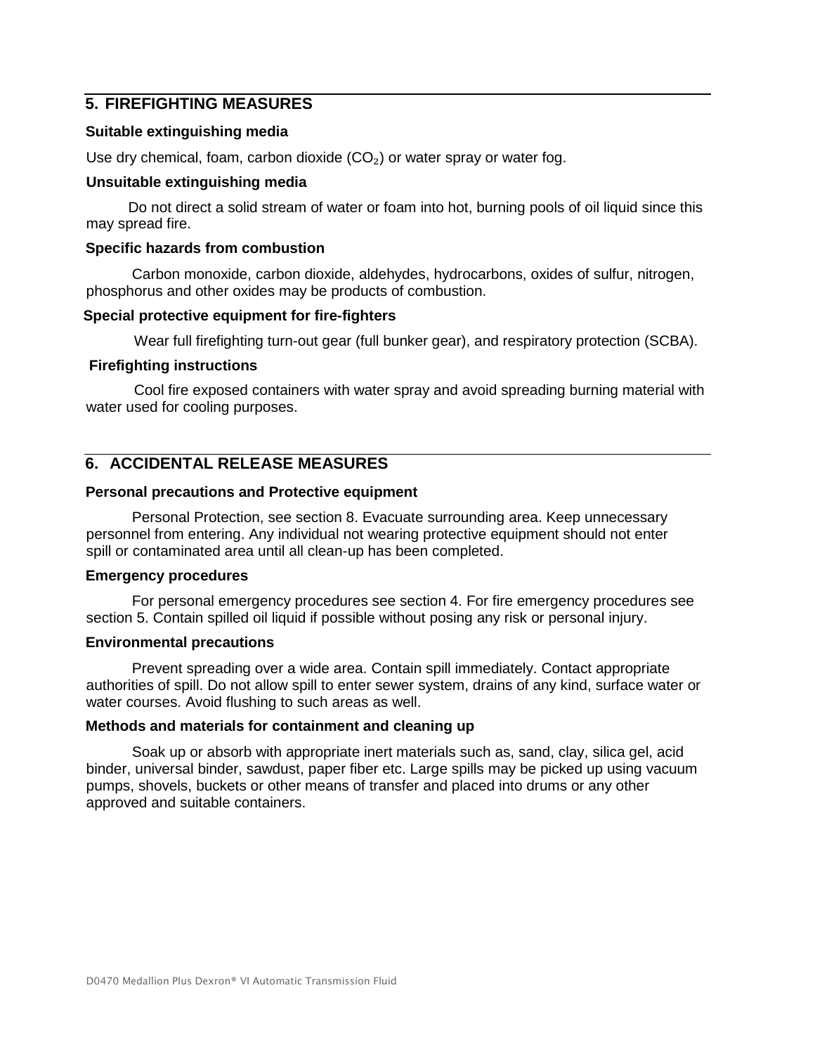## 5. FIREFIGHTING MEASURES

**Suitable extinguishing media**

Use dry chemical, foam, carbon dioxide ($CO_2$) or water spray or water fog.

**Unsuitable extinguishing media**

Do not direct a solid stream of water or foam into hot, burning pools of oil liquid since this may spread fire.

**Specific hazards from combustion**

Carbon monoxide, carbon dioxide, aldehydes, hydrocarbons, oxides of sulfur, nitrogen, phosphorus and other oxides may be products of combustion.

**Special protective equipment for fire-fighters**

Wear full firefighting turn-out gear (full bunker gear), and respiratory protection (SCBA).

**Firefighting instructions**

Cool fire exposed containers with water spray and avoid spreading burning material with water used for cooling purposes.

## 6. ACCIDENTAL RELEASE MEASURES

**Personal precautions and Protective equipment**

Personal Protection, see section 8. Evacuate surrounding area. Keep unnecessary personnel from entering. Any individual not wearing protective equipment should not enter spill or contaminated area until all clean-up has been completed.

**Emergency procedures**

For personal emergency procedures see section 4. For fire emergency procedures see section 5. Contain spilled oil liquid if possible without posing any risk or personal injury.

**Environmental precautions**

Prevent spreading over a wide area. Contain spill immediately. Contact appropriate authorities of spill. Do not allow spill to enter sewer system, drains of any kind, surface water or water courses. Avoid flushing to such areas as well.

**Methods and materials for containment and cleaning up**

Soak up or absorb with appropriate inert materials such as, sand, clay, silica gel, acid binder, universal binder, sawdust, paper fiber etc. Large spills may be picked up using vacuum pumps, shovels, buckets or other means of transfer and placed into drums or any other approved and suitable containers.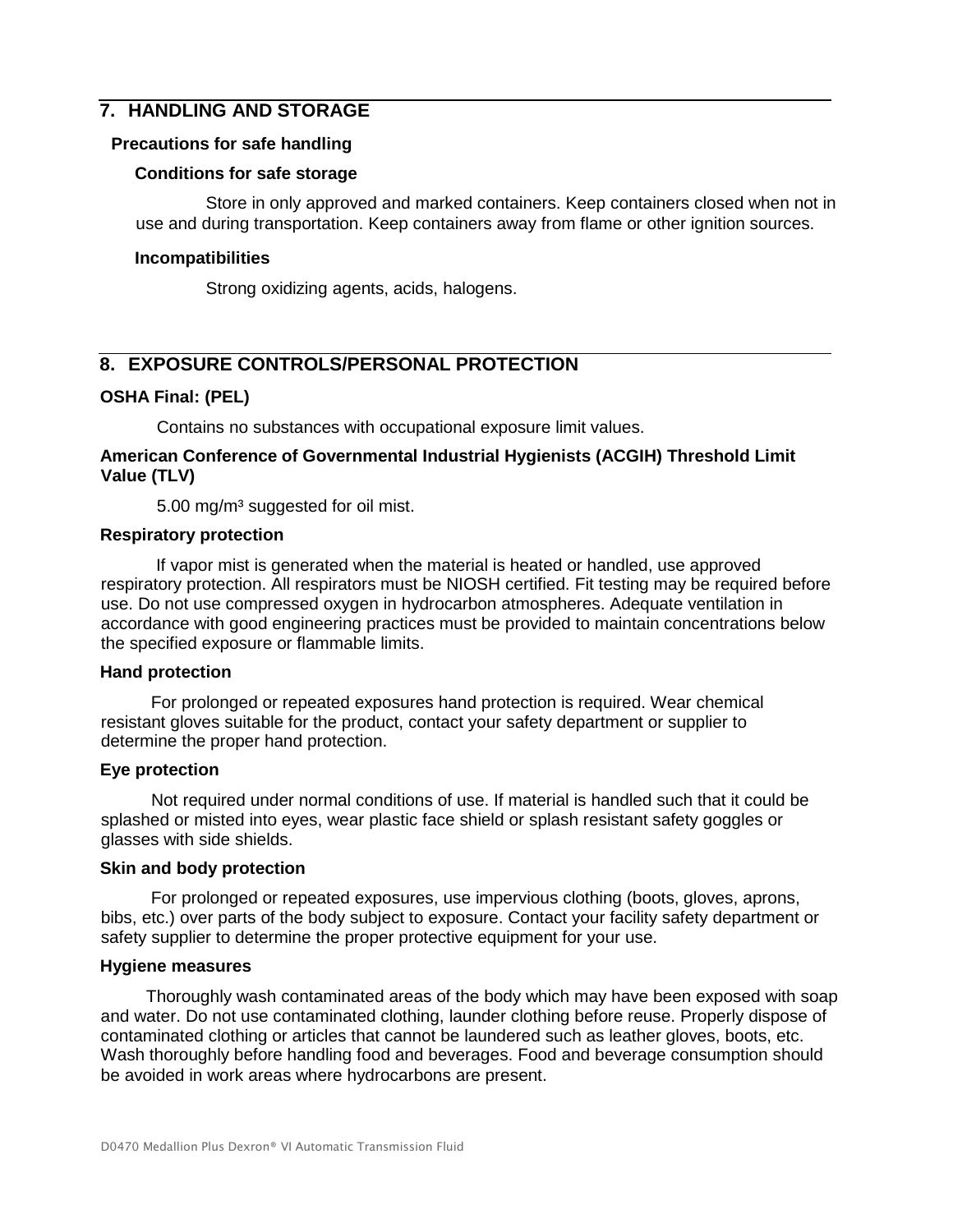## 7. HANDLING AND STORAGE

### Precautions for safe handling

#### Conditions for safe storage

Store in only approved and marked containers. Keep containers closed when not in use and during transportation. Keep containers away from flame or other ignition sources.

#### Incompatibilities

Strong oxidizing agents, acids, halogens.

## 8. EXPOSURE CONTROLS/PERSONAL PROTECTION

### OSHA Final: (PEL)

Contains no substances with occupational exposure limit values.

### American Conference of Governmental Industrial Hygienists (ACGIH) Threshold Limit Value (TLV)

5.00 mg/m$^3$ suggested for oil mist.

### Respiratory protection

If vapor mist is generated when the material is heated or handled, use approved respiratory protection. All respirators must be NIOSH certified. Fit testing may be required before use. Do not use compressed oxygen in hydrocarbon atmospheres. Adequate ventilation in accordance with good engineering practices must be provided to maintain concentrations below the specified exposure or flammable limits.

### Hand protection

For prolonged or repeated exposures hand protection is required. Wear chemical resistant gloves suitable for the product, contact your safety department or supplier to determine the proper hand protection.

### Eye protection

Not required under normal conditions of use. If material is handled such that it could be splashed or misted into eyes, wear plastic face shield or splash resistant safety goggles or glasses with side shields.

### Skin and body protection

For prolonged or repeated exposures, use impervious clothing (boots, gloves, aprons, bibs, etc.) over parts of the body subject to exposure. Contact your facility safety department or safety supplier to determine the proper protective equipment for your use.

### Hygiene measures

Thoroughly wash contaminated areas of the body which may have been exposed with soap and water. Do not use contaminated clothing, launder clothing before reuse. Properly dispose of contaminated clothing or articles that cannot be laundered such as leather gloves, boots, etc. Wash thoroughly before handling food and beverages. Food and beverage consumption should be avoided in work areas where hydrocarbons are present.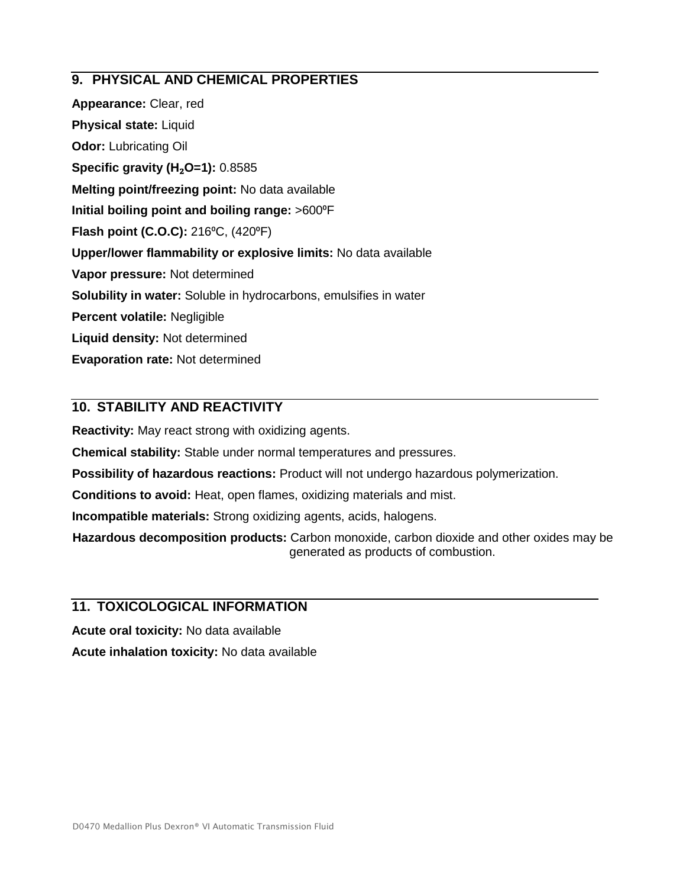## 9. PHYSICAL AND CHEMICAL PROPERTIES

**Appearance:** Clear, red

**Physical state:** Liquid

**Odor:** Lubricating Oil

**Specific gravity ($H_2O$=1):** 0.8585

**Melting point/freezing point:** No data available

**Initial boiling point and boiling range:** >600ºF

**Flash point (C.O.C):** 216ºC, (420ºF)

**Upper/lower flammability or explosive limits:** No data available

**Vapor pressure:** Not determined

**Solubility in water:** Soluble in hydrocarbons, emulsifies in water

**Percent volatile:** Negligible

**Liquid density:** Not determined

**Evaporation rate:** Not determined

## 10. STABILITY AND REACTIVITY

**Reactivity:** May react strong with oxidizing agents.

**Chemical stability:** Stable under normal temperatures and pressures.

**Possibility of hazardous reactions:** Product will not undergo hazardous polymerization.

**Conditions to avoid:** Heat, open flames, oxidizing materials and mist.

**Incompatible materials:** Strong oxidizing agents, acids, halogens.

**Hazardous decomposition products:** Carbon monoxide, carbon dioxide and other oxides may be generated as products of combustion.

## 11. TOXICOLOGICAL INFORMATION

**Acute oral toxicity:** No data available

**Acute inhalation toxicity:** No data available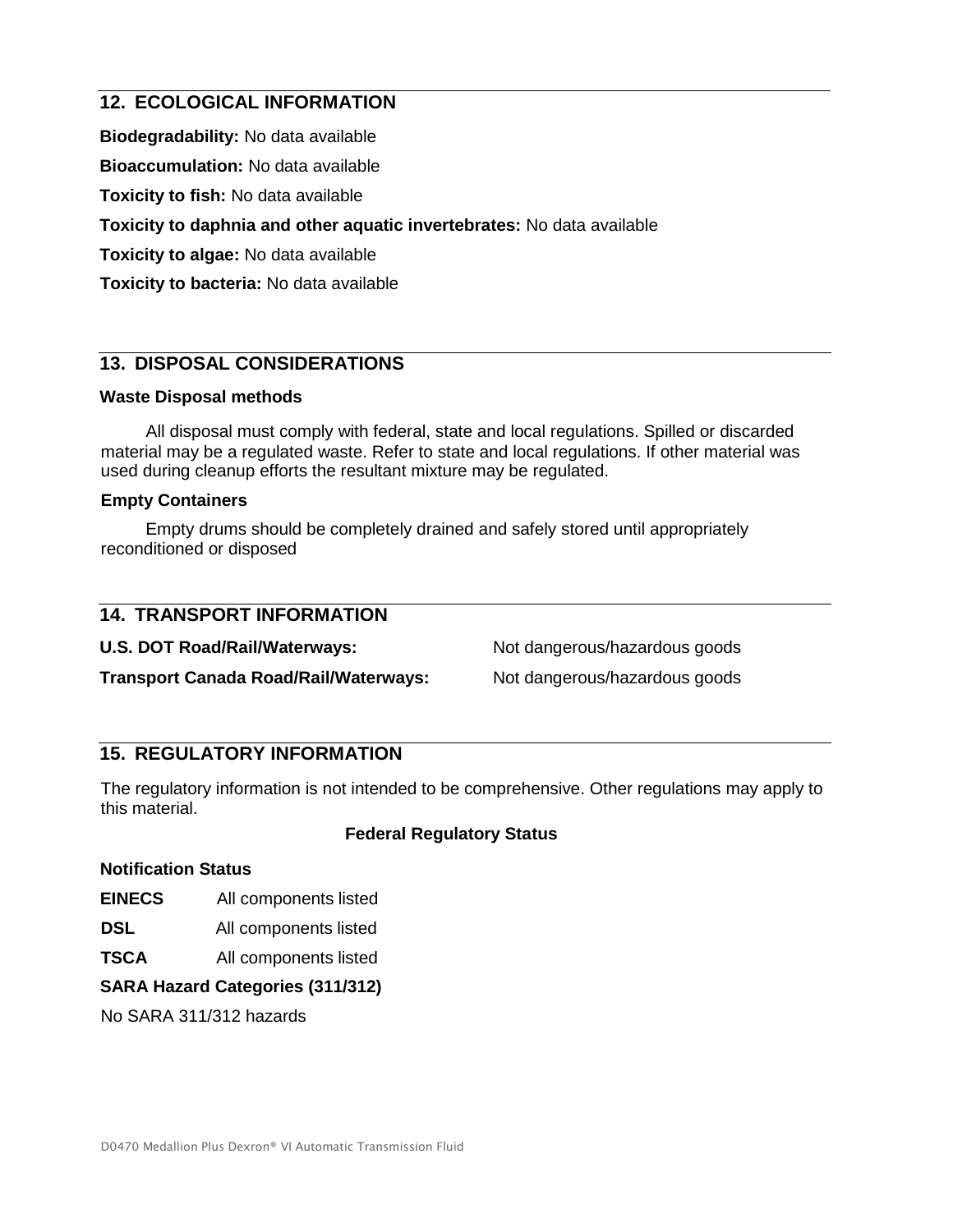## 12. ECOLOGICAL INFORMATION

**Biodegradability:** No data available

**Bioaccumulation:** No data available

**Toxicity to fish:** No data available

**Toxicity to daphnia and other aquatic invertebrates:** No data available

**Toxicity to algae:** No data available

**Toxicity to bacteria:** No data available

## 13. DISPOSAL CONSIDERATIONS

**Waste Disposal methods**

All disposal must comply with federal, state and local regulations. Spilled or discarded material may be a regulated waste. Refer to state and local regulations. If other material was used during cleanup efforts the resultant mixture may be regulated.

**Empty Containers**

Empty drums should be completely drained and safely stored until appropriately reconditioned or disposed

## 14. TRANSPORT INFORMATION

**U.S. DOT Road/Rail/Waterways:** Not dangerous/hazardous goods

**Transport Canada Road/Rail/Waterways:** Not dangerous/hazardous goods

## 15. REGULATORY INFORMATION

The regulatory information is not intended to be comprehensive. Other regulations may apply to this material.

**Federal Regulatory Status**

**Notification Status**

**EINECS** All components listed

**DSL** All components listed

**TSCA** All components listed

**SARA Hazard Categories (311/312)**

No SARA 311/312 hazards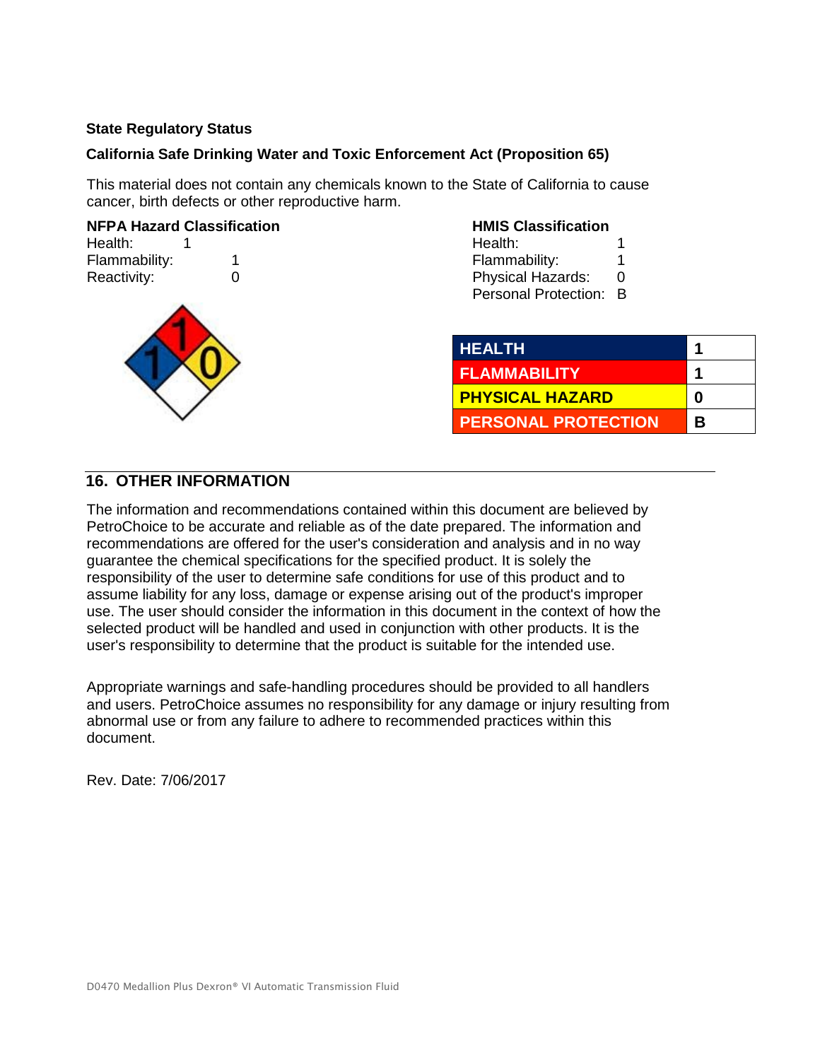**State Regulatory Status**

**California Safe Drinking Water and Toxic Enforcement Act (Proposition 65)**

This material does not contain any chemicals known to the State of California to cause cancer, birth defects or other reproductive harm.

**NFPA Hazard Classification**

| | |
|---|---|
| Health: | 1 |
| Flammability: | 1 |
| Reactivity: | 0 |

**HMIS Classification**

| | |
|---|---|
| Health: | 1 |
| Flammability: | 1 |
| Physical Hazards: | 0 |
| Personal Protection: | B |

| | |
|---|---|
| **HEALTH** | **1** |
| **FLAMMABILITY** | **1** |
| **PHYSICAL HAZARD** | **0** |
| **PERSONAL PROTECTION** | **B** |

## 16. OTHER INFORMATION

The information and recommendations contained within this document are believed by PetroChoice to be accurate and reliable as of the date prepared. The information and recommendations are offered for the user's consideration and analysis and in no way guarantee the chemical specifications for the specified product. It is solely the responsibility of the user to determine safe conditions for use of this product and to assume liability for any loss, damage or expense arising out of the product's improper use. The user should consider the information in this document in the context of how the selected product will be handled and used in conjunction with other products. It is the user's responsibility to determine that the product is suitable for the intended use.

Appropriate warnings and safe-handling procedures should be provided to all handlers and users. PetroChoice assumes no responsibility for any damage or injury resulting from abnormal use or from any failure to adhere to recommended practices within this document.

Rev. Date: 7/06/2017